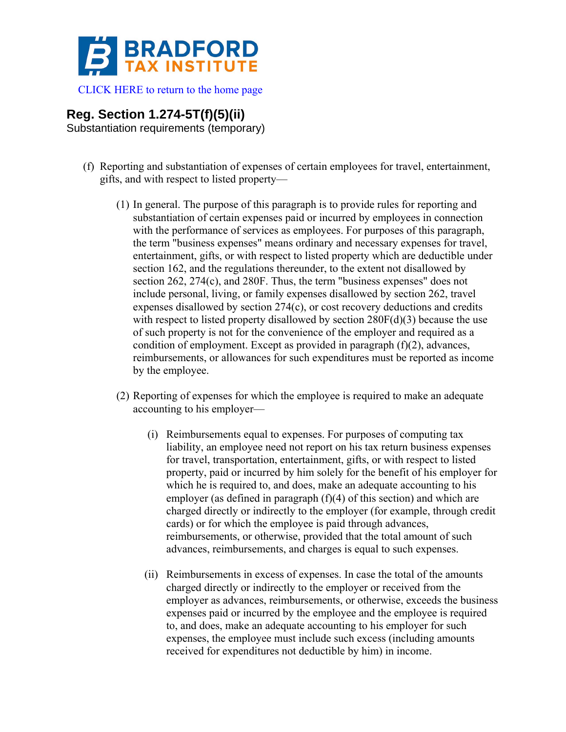BRADFORD TAX INSTITUTE

CLICK HERE to return to the home page

## Reg. Section 1.274-5T(f)(5)(ii)

Substantiation requirements (temporary)

(f) Reporting and substantiation of expenses of certain employees for travel, entertainment, gifts, and with respect to listed property—

(1) In general. The purpose of this paragraph is to provide rules for reporting and substantiation of certain expenses paid or incurred by employees in connection with the performance of services as employees. For purposes of this paragraph, the term "business expenses" means ordinary and necessary expenses for travel, entertainment, gifts, or with respect to listed property which are deductible under section 162, and the regulations thereunder, to the extent not disallowed by section 262, 274(c), and 280F. Thus, the term "business expenses" does not include personal, living, or family expenses disallowed by section 262, travel expenses disallowed by section 274(c), or cost recovery deductions and credits with respect to listed property disallowed by section 280F(d)(3) because the use of such property is not for the convenience of the employer and required as a condition of employment. Except as provided in paragraph (f)(2), advances, reimbursements, or allowances for such expenditures must be reported as income by the employee.

(2) Reporting of expenses for which the employee is required to make an adequate accounting to his employer—

(i) Reimbursements equal to expenses. For purposes of computing tax liability, an employee need not report on his tax return business expenses for travel, transportation, entertainment, gifts, or with respect to listed property, paid or incurred by him solely for the benefit of his employer for which he is required to, and does, make an adequate accounting to his employer (as defined in paragraph (f)(4) of this section) and which are charged directly or indirectly to the employer (for example, through credit cards) or for which the employee is paid through advances, reimbursements, or otherwise, provided that the total amount of such advances, reimbursements, and charges is equal to such expenses.

(ii) Reimbursements in excess of expenses. In case the total of the amounts charged directly or indirectly to the employer or received from the employer as advances, reimbursements, or otherwise, exceeds the business expenses paid or incurred by the employee and the employee is required to, and does, make an adequate accounting to his employer for such expenses, the employee must include such excess (including amounts received for expenditures not deductible by him) in income.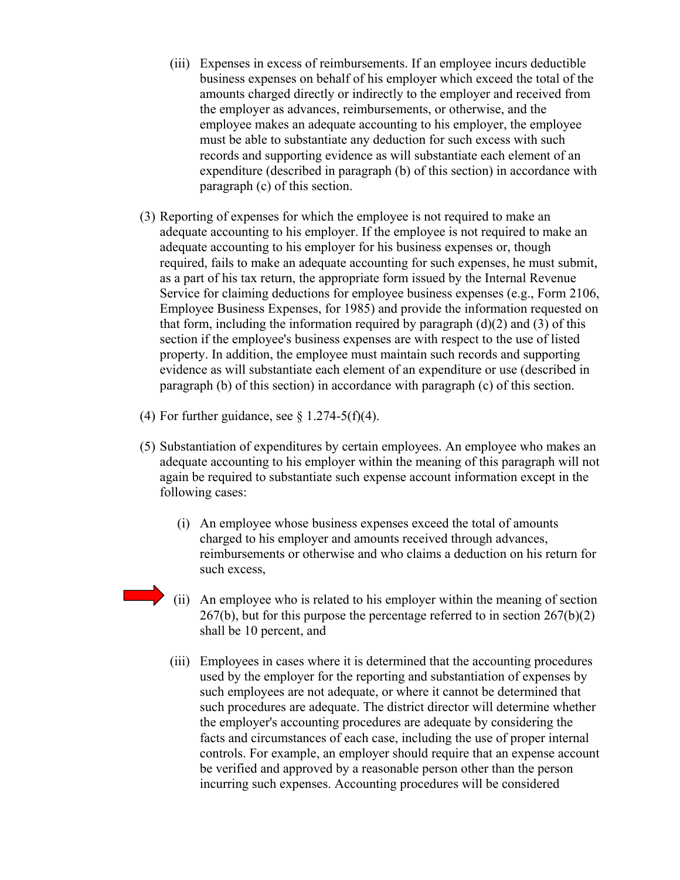(iii) Expenses in excess of reimbursements. If an employee incurs deductible business expenses on behalf of his employer which exceed the total of the amounts charged directly or indirectly to the employer and received from the employer as advances, reimbursements, or otherwise, and the employee makes an adequate accounting to his employer, the employee must be able to substantiate any deduction for such excess with such records and supporting evidence as will substantiate each element of an expenditure (described in paragraph (b) of this section) in accordance with paragraph (c) of this section.

(3) Reporting of expenses for which the employee is not required to make an adequate accounting to his employer. If the employee is not required to make an adequate accounting to his employer for his business expenses or, though required, fails to make an adequate accounting for such expenses, he must submit, as a part of his tax return, the appropriate form issued by the Internal Revenue Service for claiming deductions for employee business expenses (e.g., Form 2106, Employee Business Expenses, for 1985) and provide the information requested on that form, including the information required by paragraph (d)(2) and (3) of this section if the employee's business expenses are with respect to the use of listed property. In addition, the employee must maintain such records and supporting evidence as will substantiate each element of an expenditure or use (described in paragraph (b) of this section) in accordance with paragraph (c) of this section.

(4) For further guidance, see § 1.274-5(f)(4).

(5) Substantiation of expenditures by certain employees. An employee who makes an adequate accounting to his employer within the meaning of this paragraph will not again be required to substantiate such expense account information except in the following cases:

(i) An employee whose business expenses exceed the total of amounts charged to his employer and amounts received through advances, reimbursements or otherwise and who claims a deduction on his return for such excess,

(ii) An employee who is related to his employer within the meaning of section 267(b), but for this purpose the percentage referred to in section 267(b)(2) shall be 10 percent, and

(iii) Employees in cases where it is determined that the accounting procedures used by the employer for the reporting and substantiation of expenses by such employees are not adequate, or where it cannot be determined that such procedures are adequate. The district director will determine whether the employer's accounting procedures are adequate by considering the facts and circumstances of each case, including the use of proper internal controls. For example, an employer should require that an expense account be verified and approved by a reasonable person other than the person incurring such expenses. Accounting procedures will be considered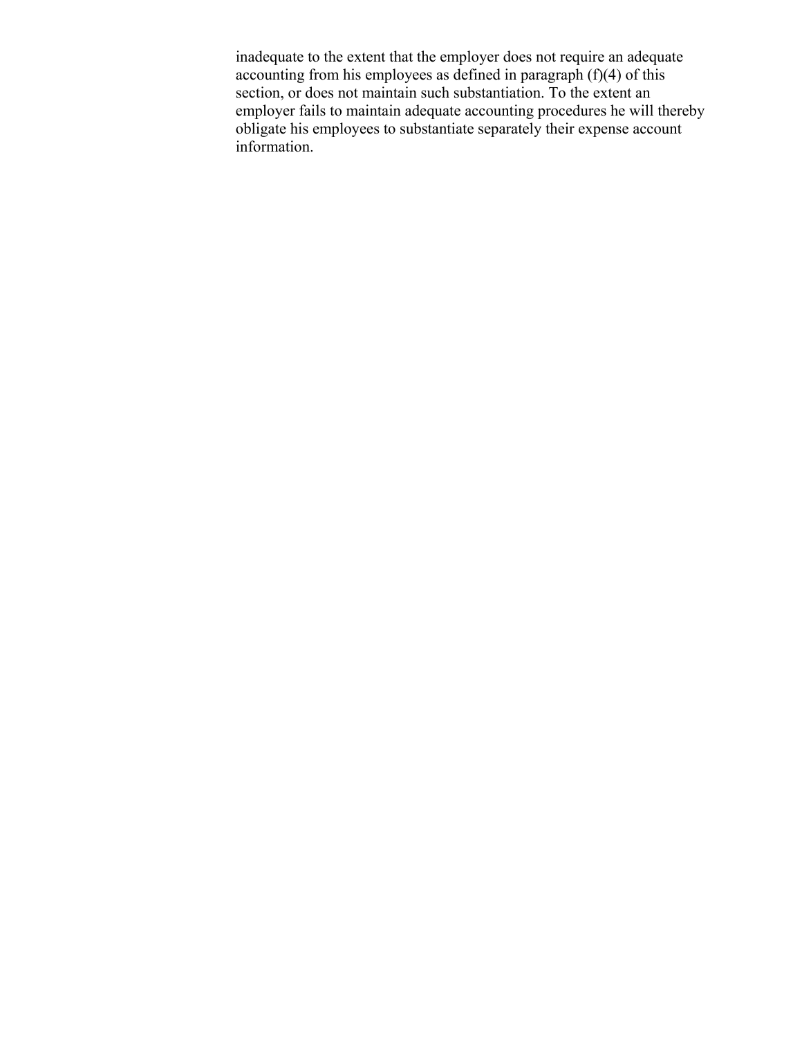inadequate to the extent that the employer does not require an adequate accounting from his employees as defined in paragraph (f)(4) of this section, or does not maintain such substantiation. To the extent an employer fails to maintain adequate accounting procedures he will thereby obligate his employees to substantiate separately their expense account information.